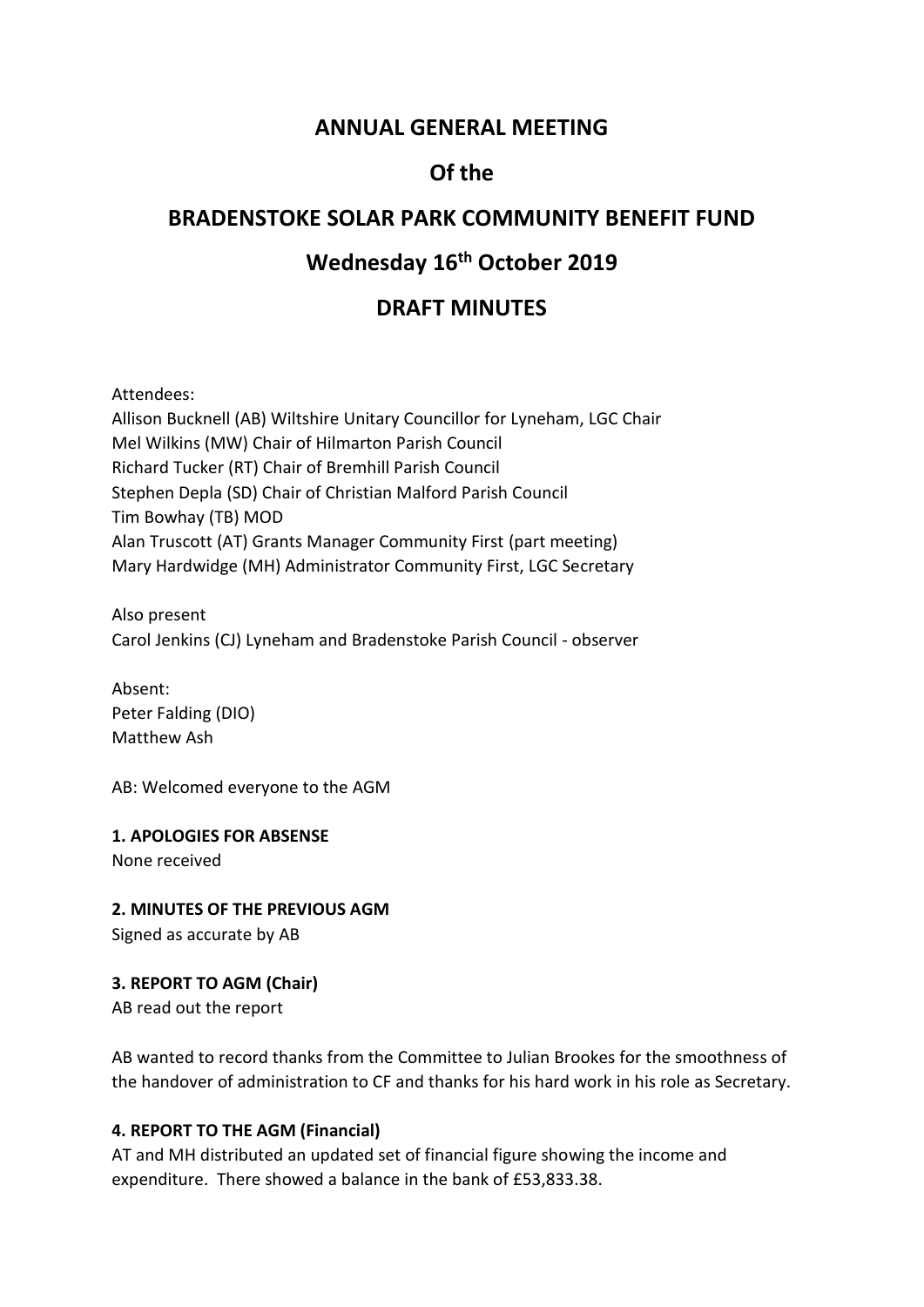# ANNUAL GENERAL MEETING

# Of the

# BRADENSTOKE SOLAR PARK COMMUNITY BENEFIT FUND

# Wednesday 16th October 2019

# DRAFT MINUTES

Attendees:
Allison Bucknell (AB) Wiltshire Unitary Councillor for Lyneham, LGC Chair
Mel Wilkins (MW) Chair of Hilmarton Parish Council
Richard Tucker (RT) Chair of Bremhill Parish Council
Stephen Depla (SD) Chair of Christian Malford Parish Council
Tim Bowhay (TB) MOD
Alan Truscott (AT) Grants Manager Community First (part meeting)
Mary Hardwidge (MH) Administrator Community First, LGC Secretary

Also present
Carol Jenkins (CJ) Lyneham and Bradenstoke Parish Council - observer

Absent:
Peter Falding (DIO)
Matthew Ash

AB: Welcomed everyone to the AGM

**1. APOLOGIES FOR ABSENSE**
None received

**2. MINUTES OF THE PREVIOUS AGM**
Signed as accurate by AB

**3. REPORT TO AGM (Chair)**
AB read out the report

AB wanted to record thanks from the Committee to Julian Brookes for the smoothness of the handover of administration to CF and thanks for his hard work in his role as Secretary.

**4. REPORT TO THE AGM (Financial)**
AT and MH distributed an updated set of financial figure showing the income and expenditure. There showed a balance in the bank of £53,833.38.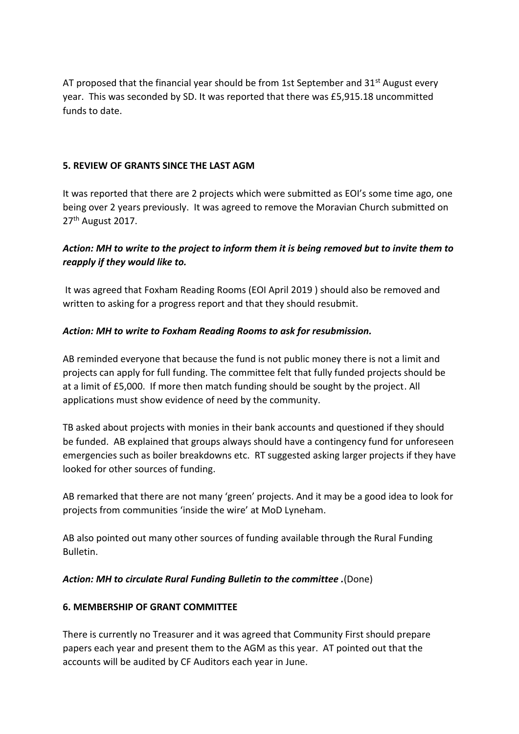AT proposed that the financial year should be from 1st September and 31st August every year. This was seconded by SD. It was reported that there was £5,915.18 uncommitted funds to date.

**5. REVIEW OF GRANTS SINCE THE LAST AGM**

It was reported that there are 2 projects which were submitted as EOI's some time ago, one being over 2 years previously. It was agreed to remove the Moravian Church submitted on 27th August 2017.

***Action: MH to write to the project to inform them it is being removed but to invite them to reapply if they would like to.***

It was agreed that Foxham Reading Rooms (EOI April 2019 ) should also be removed and written to asking for a progress report and that they should resubmit.

***Action: MH to write to Foxham Reading Rooms to ask for resubmission.***

AB reminded everyone that because the fund is not public money there is not a limit and projects can apply for full funding. The committee felt that fully funded projects should be at a limit of £5,000. If more then match funding should be sought by the project. All applications must show evidence of need by the community.

TB asked about projects with monies in their bank accounts and questioned if they should be funded. AB explained that groups always should have a contingency fund for unforeseen emergencies such as boiler breakdowns etc. RT suggested asking larger projects if they have looked for other sources of funding.

AB remarked that there are not many 'green' projects. And it may be a good idea to look for projects from communities 'inside the wire' at MoD Lyneham.

AB also pointed out many other sources of funding available through the Rural Funding Bulletin.

***Action: MH to circulate Rural Funding Bulletin to the committee .***(Done)

**6. MEMBERSHIP OF GRANT COMMITTEE**

There is currently no Treasurer and it was agreed that Community First should prepare papers each year and present them to the AGM as this year. AT pointed out that the accounts will be audited by CF Auditors each year in June.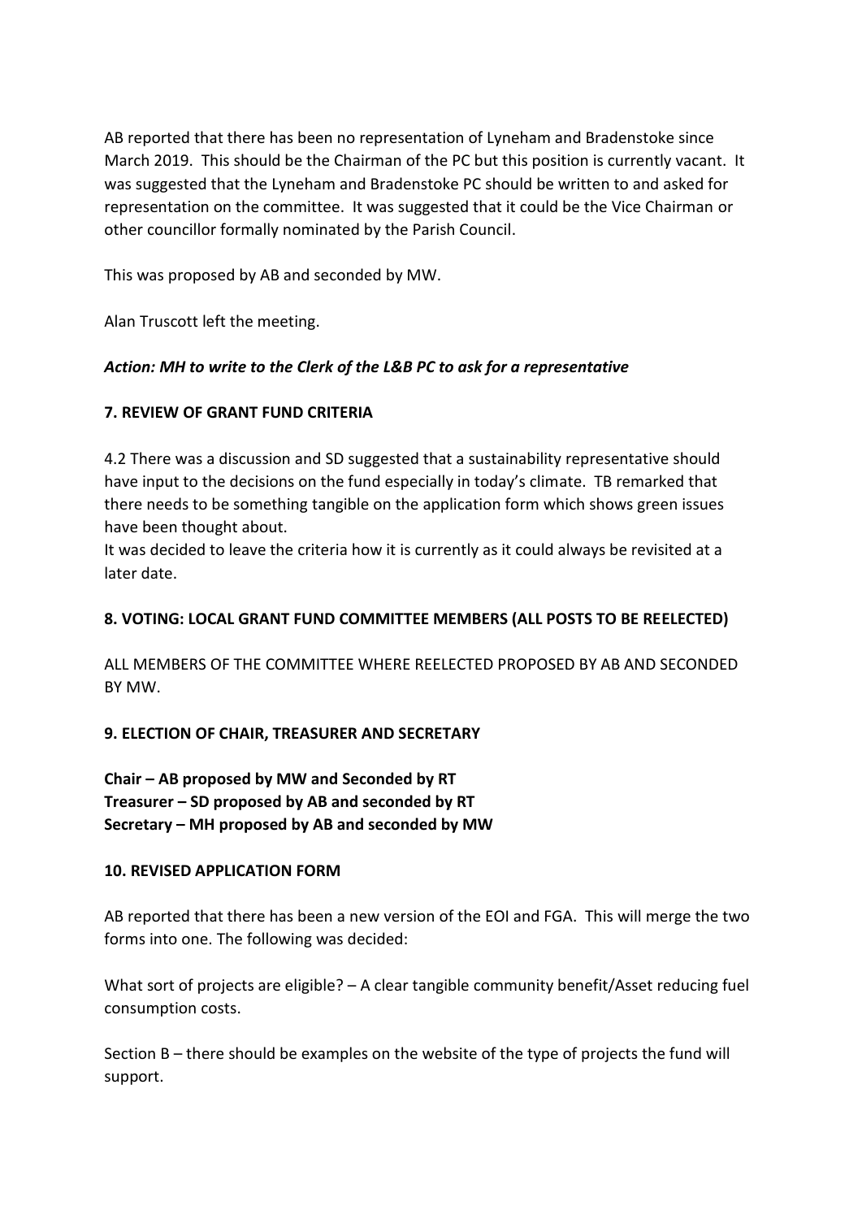AB reported that there has been no representation of Lyneham and Bradenstoke since March 2019. This should be the Chairman of the PC but this position is currently vacant. It was suggested that the Lyneham and Bradenstoke PC should be written to and asked for representation on the committee. It was suggested that it could be the Vice Chairman or other councillor formally nominated by the Parish Council.

This was proposed by AB and seconded by MW.

Alan Truscott left the meeting.

***Action: MH to write to the Clerk of the L&B PC to ask for a representative***

**7. REVIEW OF GRANT FUND CRITERIA**

4.2 There was a discussion and SD suggested that a sustainability representative should have input to the decisions on the fund especially in today's climate. TB remarked that there needs to be something tangible on the application form which shows green issues have been thought about.
It was decided to leave the criteria how it is currently as it could always be revisited at a later date.

**8. VOTING: LOCAL GRANT FUND COMMITTEE MEMBERS (ALL POSTS TO BE REELECTED)**

ALL MEMBERS OF THE COMMITTEE WHERE REELECTED PROPOSED BY AB AND SECONDED BY MW.

**9. ELECTION OF CHAIR, TREASURER AND SECRETARY**

**Chair – AB proposed by MW and Seconded by RT**
**Treasurer – SD proposed by AB and seconded by RT**
**Secretary – MH proposed by AB and seconded by MW**

**10. REVISED APPLICATION FORM**

AB reported that there has been a new version of the EOI and FGA. This will merge the two forms into one. The following was decided:

What sort of projects are eligible? – A clear tangible community benefit/Asset reducing fuel consumption costs.

Section B – there should be examples on the website of the type of projects the fund will support.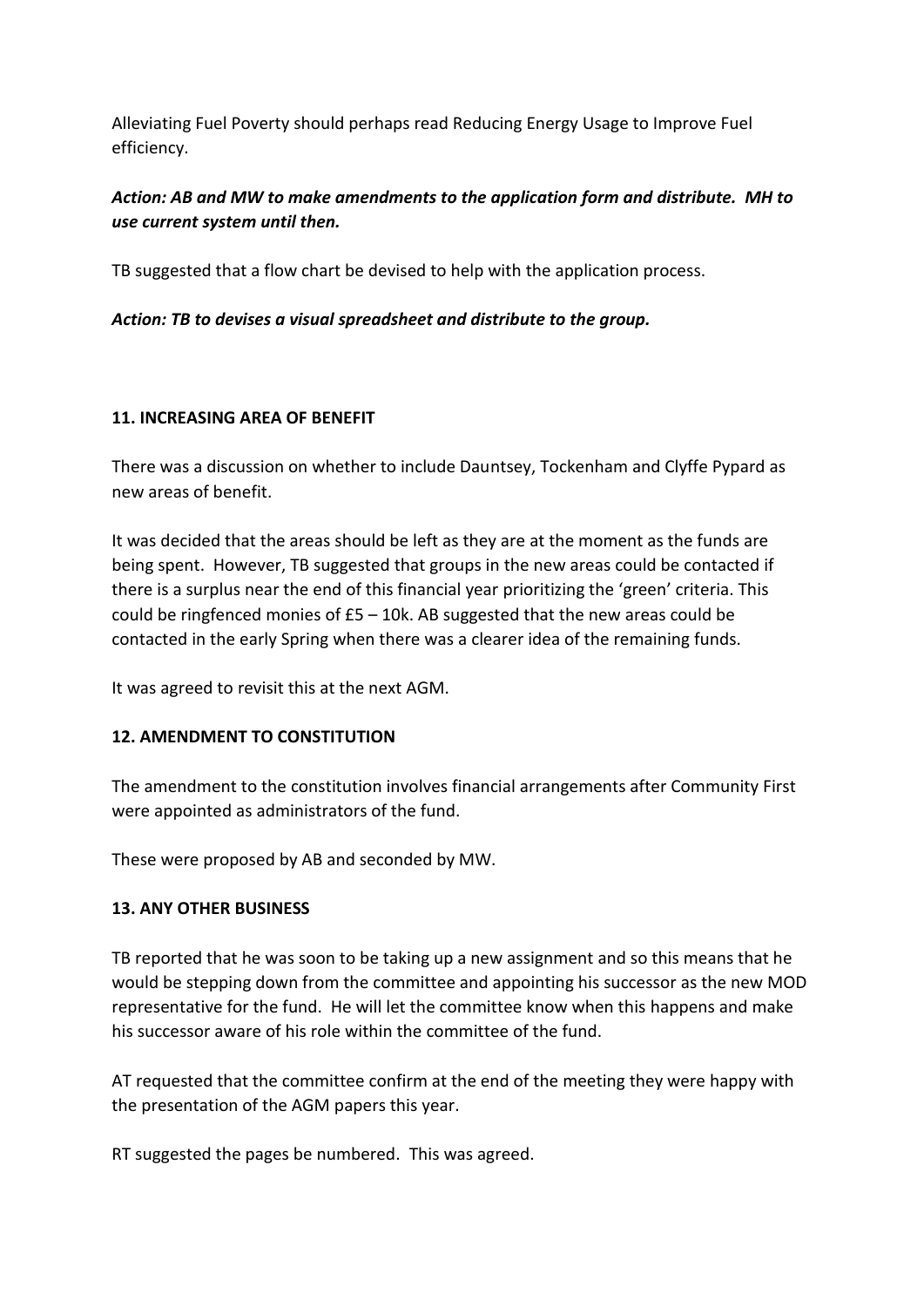Alleviating Fuel Poverty should perhaps read Reducing Energy Usage to Improve Fuel efficiency.

***Action: AB and MW to make amendments to the application form and distribute. MH to use current system until then.***

TB suggested that a flow chart be devised to help with the application process.

***Action: TB to devises a visual spreadsheet and distribute to the group.***

**11. INCREASING AREA OF BENEFIT**

There was a discussion on whether to include Dauntsey, Tockenham and Clyffe Pypard as new areas of benefit.

It was decided that the areas should be left as they are at the moment as the funds are being spent. However, TB suggested that groups in the new areas could be contacted if there is a surplus near the end of this financial year prioritizing the 'green' criteria. This could be ringfenced monies of £5 – 10k. AB suggested that the new areas could be contacted in the early Spring when there was a clearer idea of the remaining funds.

It was agreed to revisit this at the next AGM.

**12. AMENDMENT TO CONSTITUTION**

The amendment to the constitution involves financial arrangements after Community First were appointed as administrators of the fund.

These were proposed by AB and seconded by MW.

**13. ANY OTHER BUSINESS**

TB reported that he was soon to be taking up a new assignment and so this means that he would be stepping down from the committee and appointing his successor as the new MOD representative for the fund. He will let the committee know when this happens and make his successor aware of his role within the committee of the fund.

AT requested that the committee confirm at the end of the meeting they were happy with the presentation of the AGM papers this year.

RT suggested the pages be numbered. This was agreed.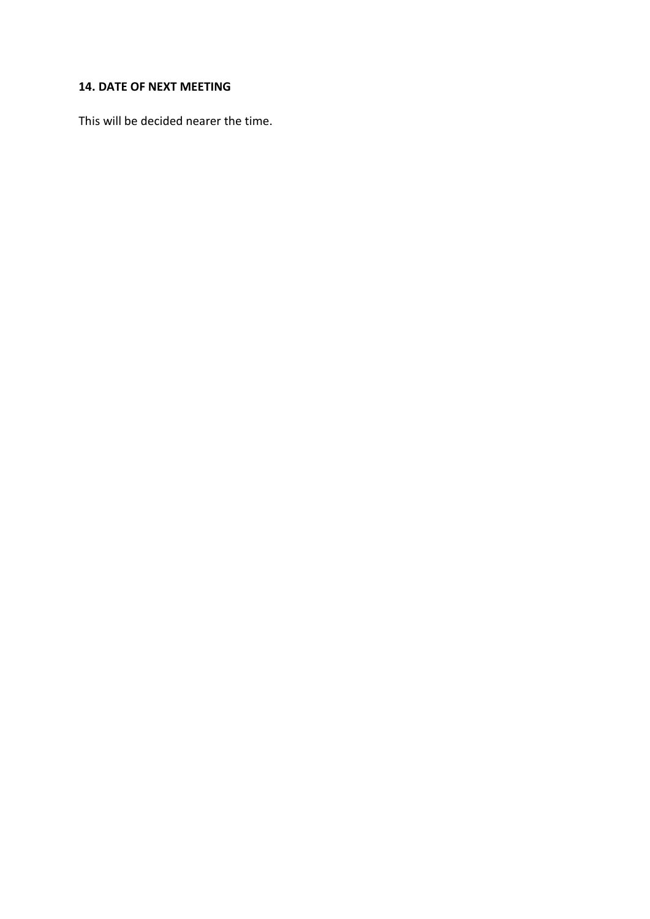## 14. DATE OF NEXT MEETING

This will be decided nearer the time.